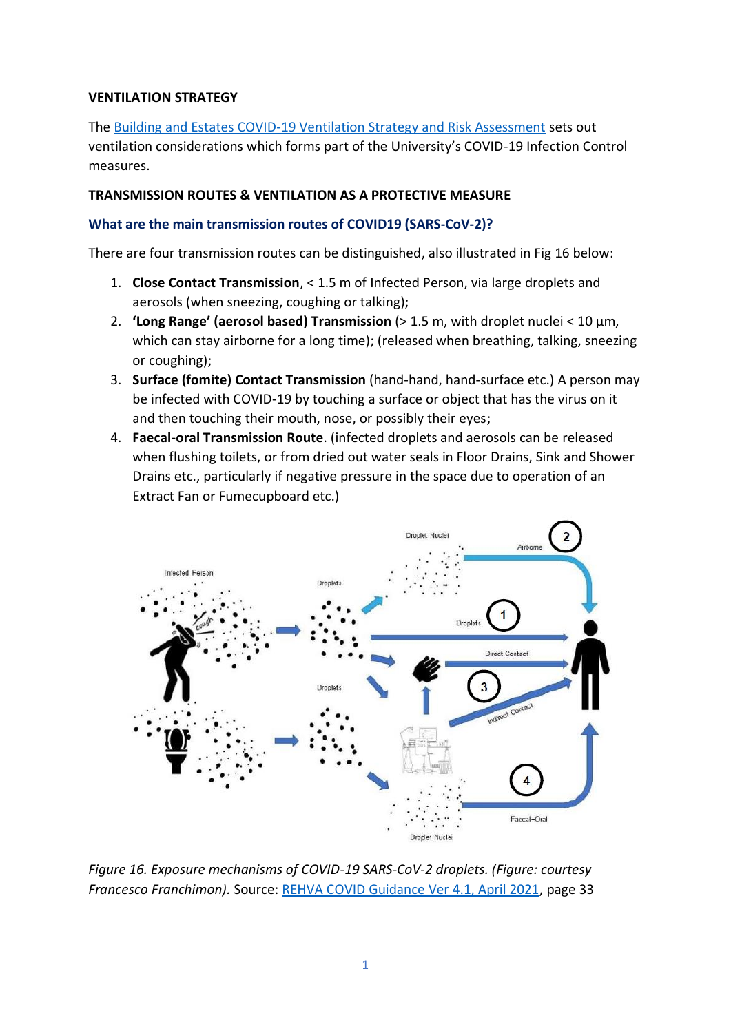## VENTILATION STRATEGY

The Building and Estates COVID-19 Ventilation Strategy and Risk Assessment sets out ventilation considerations which forms part of the University's COVID-19 Infection Control measures.

## TRANSMISSION ROUTES & VENTILATION AS A PROTECTIVE MEASURE

### What are the main transmission routes of COVID19 (SARS-CoV-2)?

There are four transmission routes can be distinguished, also illustrated in Fig 16 below:

1. **Close Contact Transmission**, < 1.5 m of Infected Person, via large droplets and aerosols (when sneezing, coughing or talking);
2. **'Long Range' (aerosol based) Transmission** (> 1.5 m, with droplet nuclei < 10 µm, which can stay airborne for a long time); (released when breathing, talking, sneezing or coughing);
3. **Surface (fomite) Contact Transmission** (hand-hand, hand-surface etc.) A person may be infected with COVID-19 by touching a surface or object that has the virus on it and then touching their mouth, nose, or possibly their eyes;
4. **Faecal-oral Transmission Route**. (infected droplets and aerosols can be released when flushing toilets, or from dried out water seals in Floor Drains, Sink and Shower Drains etc., particularly if negative pressure in the space due to operation of an Extract Fan or Fumecupboard etc.)

*Figure 16. Exposure mechanisms of COVID-19 SARS-CoV-2 droplets. (Figure: courtesy Francesco Franchimon).* Source: REHVA COVID Guidance Ver 4.1, April 2021, page 33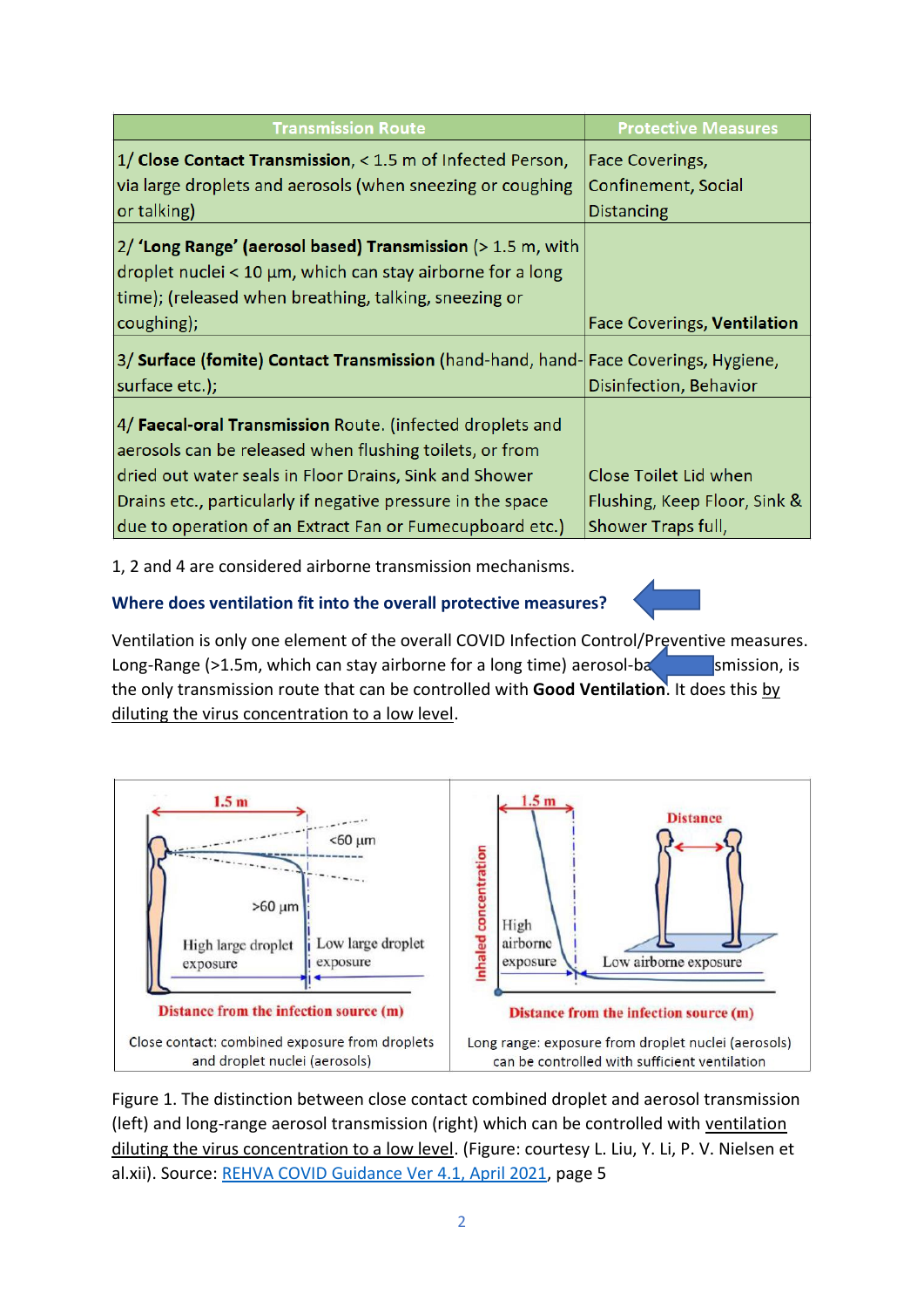| Transmission Route | Protective Measures |
|---|---|
| 1/ **Close Contact Transmission**, < 1.5 m of Infected Person, via large droplets and aerosols (when sneezing or coughing or talking) | Face Coverings, Confinement, Social Distancing |
| 2/ **'Long Range' (aerosol based) Transmission** (> 1.5 m, with droplet nuclei < 10 µm, which can stay airborne for a long time); (released when breathing, talking, sneezing or coughing); | Face Coverings, **Ventilation** |
| 3/ **Surface (fomite) Contact Transmission** (hand-hand, hand-surface etc.); | Face Coverings, Hygiene, Disinfection, Behavior |
| 4/ **Faecal-oral Transmission** Route. (infected droplets and aerosols can be released when flushing toilets, or from dried out water seals in Floor Drains, Sink and Shower Drains etc., particularly if negative pressure in the space due to operation of an Extract Fan or Fumecupboard etc.) | Close Toilet Lid when Flushing, Keep Floor, Sink & Shower Traps full, |

1, 2 and 4 are considered airborne transmission mechanisms.

### Where does ventilation fit into the overall protective measures?

Ventilation is only one element of the overall COVID Infection Control/Preventive measures. Long-Range (>1.5m, which can stay airborne for a long time) aerosol-ba[...]smission, is the only transmission route that can be controlled with **Good Ventilation**. It does this by diluting the virus concentration to a low level.

Figure 1. The distinction between close contact combined droplet and aerosol transmission (left) and long-range aerosol transmission (right) which can be controlled with ventilation diluting the virus concentration to a low level. (Figure: courtesy L. Liu, Y. Li, P. V. Nielsen et al.xii). Source: REHVA COVID Guidance Ver 4.1, April 2021, page 5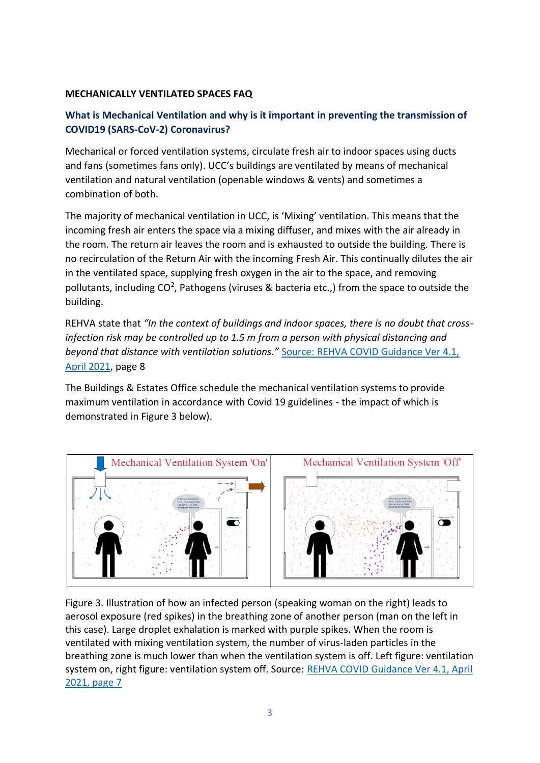**MECHANICALLY VENTILATED SPACES FAQ**

## What is Mechanical Ventilation and why is it important in preventing the transmission of COVID19 (SARS-CoV-2) Coronavirus?

Mechanical or forced ventilation systems, circulate fresh air to indoor spaces using ducts and fans (sometimes fans only). UCC's buildings are ventilated by means of mechanical ventilation and natural ventilation (openable windows & vents) and sometimes a combination of both.

The majority of mechanical ventilation in UCC, is 'Mixing' ventilation. This means that the incoming fresh air enters the space via a mixing diffuser, and mixes with the air already in the room. The return air leaves the room and is exhausted to outside the building. There is no recirculation of the Return Air with the incoming Fresh Air. This continually dilutes the air in the ventilated space, supplying fresh oxygen in the air to the space, and removing pollutants, including $CO^2$, Pathogens (viruses & bacteria etc.,) from the space to outside the building.

REHVA state that *"In the context of buildings and indoor spaces, there is no doubt that cross-infection risk may be controlled up to 1.5 m from a person with physical distancing and beyond that distance with ventilation solutions."* Source: REHVA COVID Guidance Ver 4.1, April 2021, page 8

The Buildings & Estates Office schedule the mechanical ventilation systems to provide maximum ventilation in accordance with Covid 19 guidelines - the impact of which is demonstrated in Figure 3 below).

Figure 3. Illustration of how an infected person (speaking woman on the right) leads to aerosol exposure (red spikes) in the breathing zone of another person (man on the left in this case). Large droplet exhalation is marked with purple spikes. When the room is ventilated with mixing ventilation system, the number of virus-laden particles in the breathing zone is much lower than when the ventilation system is off. Left figure: ventilation system on, right figure: ventilation system off. Source: REHVA COVID Guidance Ver 4.1, April 2021, page 7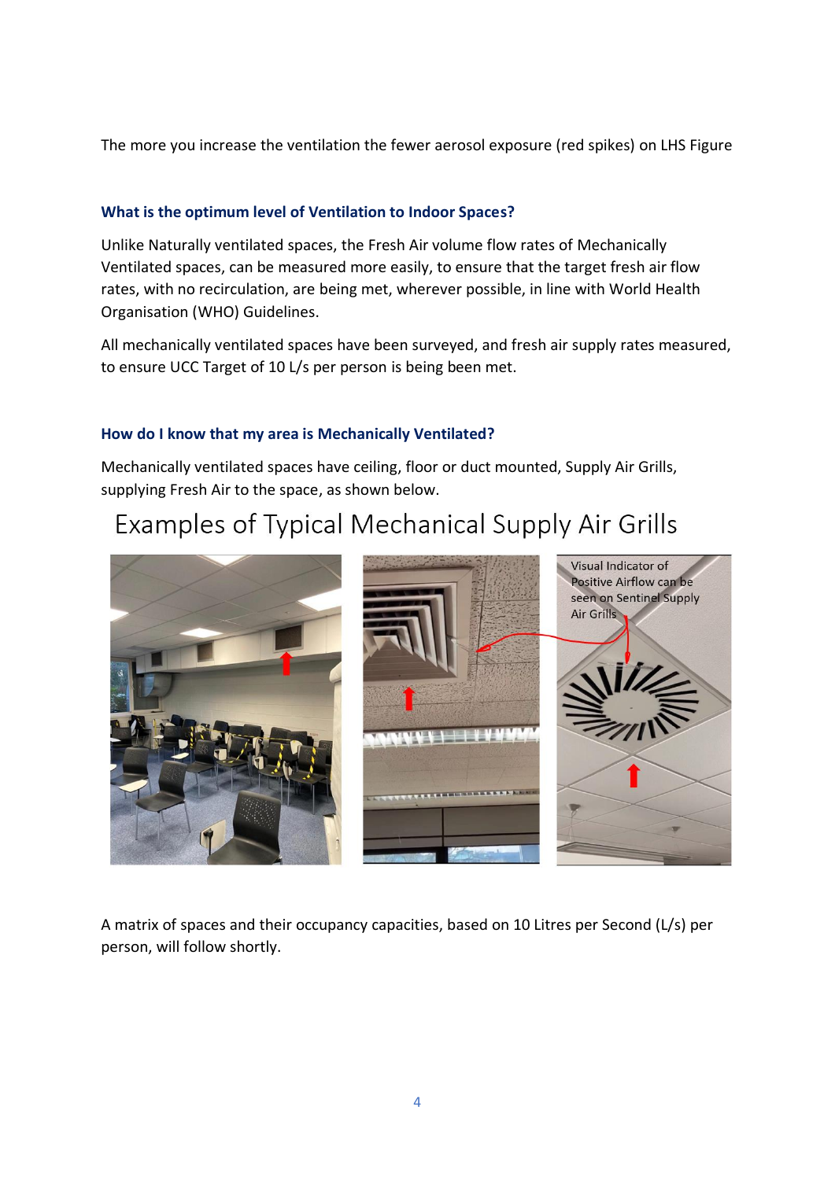The more you increase the ventilation the fewer aerosol exposure (red spikes) on LHS Figure

### What is the optimum level of Ventilation to Indoor Spaces?

Unlike Naturally ventilated spaces, the Fresh Air volume flow rates of Mechanically Ventilated spaces, can be measured more easily, to ensure that the target fresh air flow rates, with no recirculation, are being met, wherever possible, in line with World Health Organisation (WHO) Guidelines.

All mechanically ventilated spaces have been surveyed, and fresh air supply rates measured, to ensure UCC Target of 10 L/s per person is being been met.

### How do I know that my area is Mechanically Ventilated?

Mechanically ventilated spaces have ceiling, floor or duct mounted, Supply Air Grills, supplying Fresh Air to the space, as shown below.

## Examples of Typical Mechanical Supply Air Grills

Visual Indicator of Positive Airflow can be seen on Sentinel Supply Air Grills

A matrix of spaces and their occupancy capacities, based on 10 Litres per Second (L/s) per person, will follow shortly.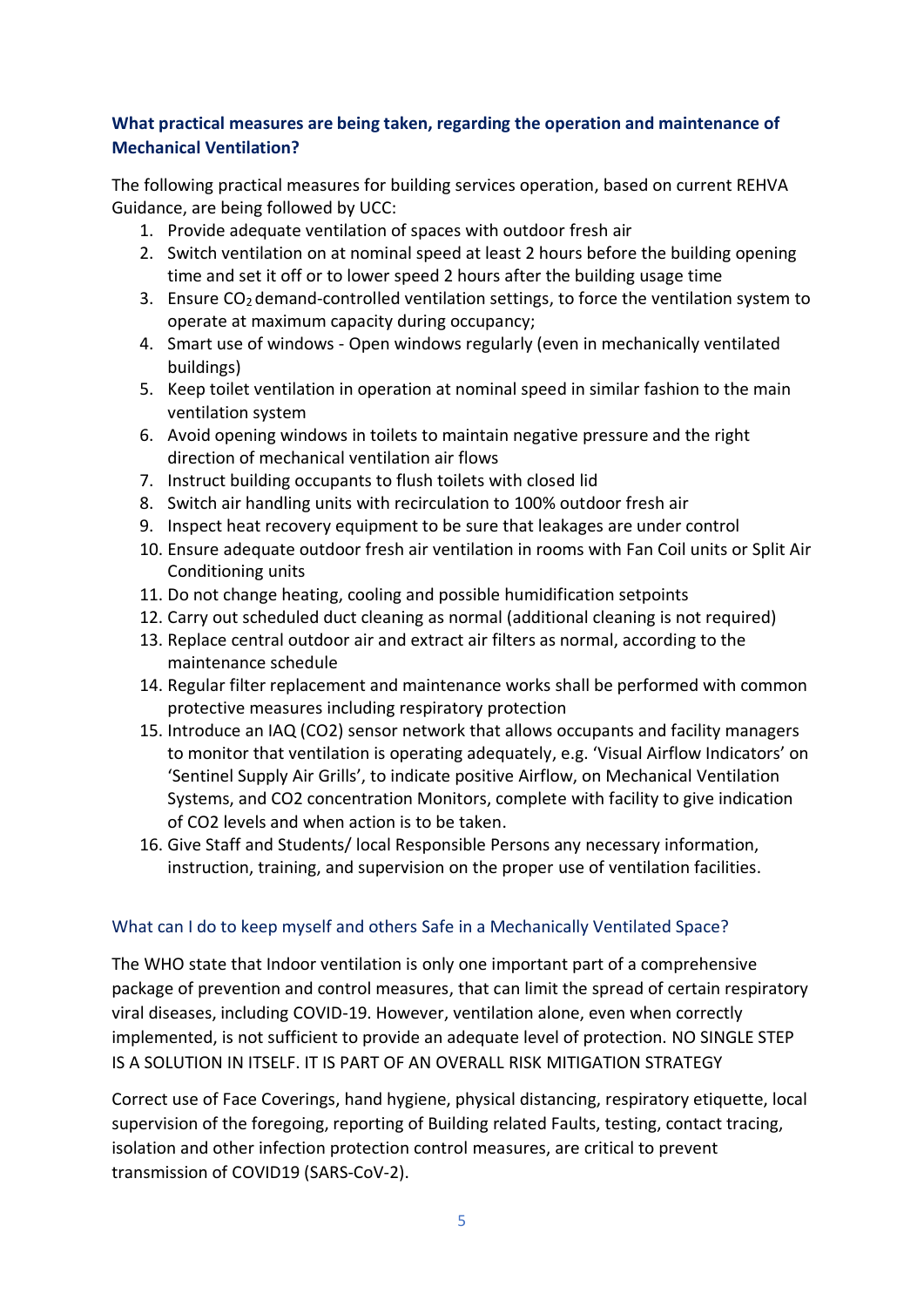### **What practical measures are being taken, regarding the operation and maintenance of Mechanical Ventilation?**

The following practical measures for building services operation, based on current REHVA Guidance, are being followed by UCC:

1. Provide adequate ventilation of spaces with outdoor fresh air
2. Switch ventilation on at nominal speed at least 2 hours before the building opening time and set it off or to lower speed 2 hours after the building usage time
3. Ensure $CO_2$ demand-controlled ventilation settings, to force the ventilation system to operate at maximum capacity during occupancy;
4. Smart use of windows - Open windows regularly (even in mechanically ventilated buildings)
5. Keep toilet ventilation in operation at nominal speed in similar fashion to the main ventilation system
6. Avoid opening windows in toilets to maintain negative pressure and the right direction of mechanical ventilation air flows
7. Instruct building occupants to flush toilets with closed lid
8. Switch air handling units with recirculation to 100% outdoor fresh air
9. Inspect heat recovery equipment to be sure that leakages are under control
10. Ensure adequate outdoor fresh air ventilation in rooms with Fan Coil units or Split Air Conditioning units
11. Do not change heating, cooling and possible humidification setpoints
12. Carry out scheduled duct cleaning as normal (additional cleaning is not required)
13. Replace central outdoor air and extract air filters as normal, according to the maintenance schedule
14. Regular filter replacement and maintenance works shall be performed with common protective measures including respiratory protection
15. Introduce an IAQ (CO2) sensor network that allows occupants and facility managers to monitor that ventilation is operating adequately, e.g. 'Visual Airflow Indicators' on 'Sentinel Supply Air Grills', to indicate positive Airflow, on Mechanical Ventilation Systems, and CO2 concentration Monitors, complete with facility to give indication of CO2 levels and when action is to be taken.
16. Give Staff and Students/ local Responsible Persons any necessary information, instruction, training, and supervision on the proper use of ventilation facilities.

### What can I do to keep myself and others Safe in a Mechanically Ventilated Space?

The WHO state that Indoor ventilation is only one important part of a comprehensive package of prevention and control measures, that can limit the spread of certain respiratory viral diseases, including COVID-19. However, ventilation alone, even when correctly implemented, is not sufficient to provide an adequate level of protection. NO SINGLE STEP IS A SOLUTION IN ITSELF. IT IS PART OF AN OVERALL RISK MITIGATION STRATEGY

Correct use of Face Coverings, hand hygiene, physical distancing, respiratory etiquette, local supervision of the foregoing, reporting of Building related Faults, testing, contact tracing, isolation and other infection protection control measures, are critical to prevent transmission of COVID19 (SARS-CoV-2).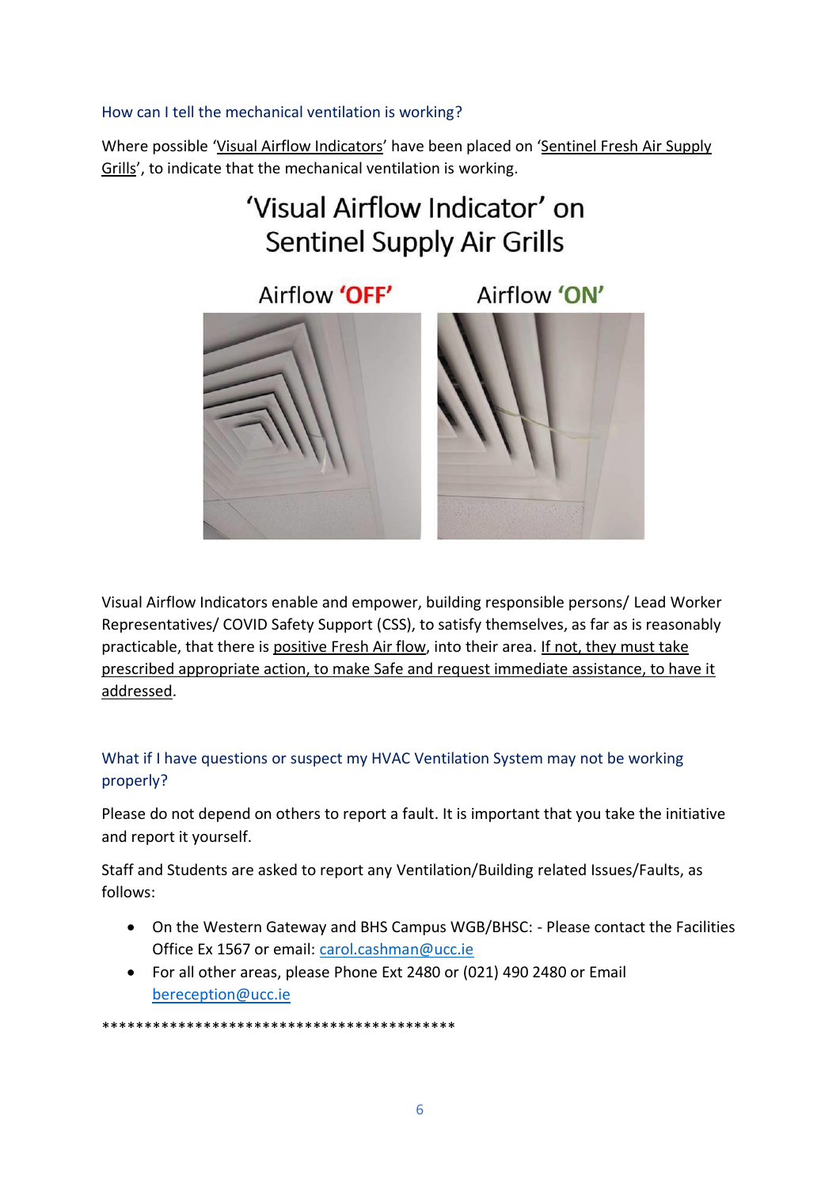### How can I tell the mechanical ventilation is working?

Where possible '<u>Visual Airflow Indicators</u>' have been placed on '<u>Sentinel Fresh Air Supply Grills</u>', to indicate that the mechanical ventilation is working.

'Visual Airflow Indicator' on Sentinel Supply Air Grills

Airflow **'OFF'**

Airflow **'ON'**

Visual Airflow Indicators enable and empower, building responsible persons/ Lead Worker Representatives/ COVID Safety Support (CSS), to satisfy themselves, as far as is reasonably practicable, that there is <u>positive Fresh Air flow</u>, into their area. <u>If not, they must take prescribed appropriate action, to make Safe and request immediate assistance, to have it addressed</u>.

### What if I have questions or suspect my HVAC Ventilation System may not be working properly?

Please do not depend on others to report a fault. It is important that you take the initiative and report it yourself.

Staff and Students are asked to report any Ventilation/Building related Issues/Faults, as follows:

- On the Western Gateway and BHS Campus WGB/BHSC: - Please contact the Facilities Office Ex 1567 or email: carol.cashman@ucc.ie
- For all other areas, please Phone Ext 2480 or (021) 490 2480 or Email bereception@ucc.ie

*******************************************